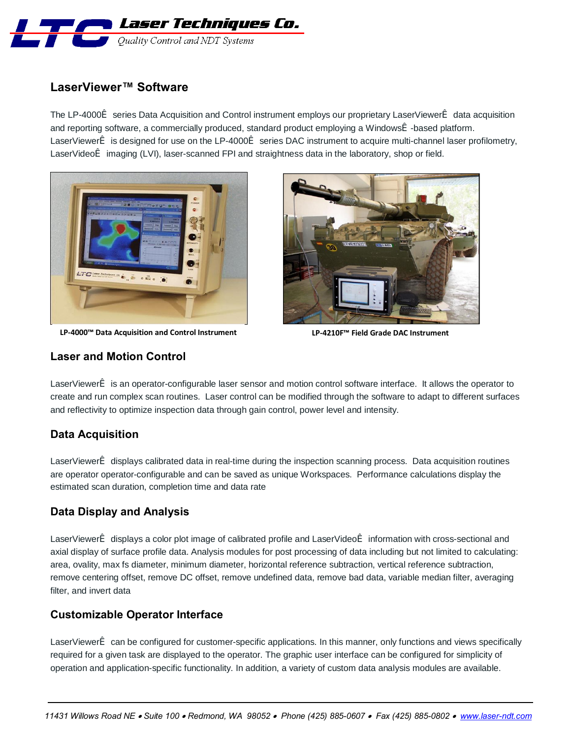Laser Techniques Co.

Quality Control and NDT Systems

## LaserViewer™ Software

The LP-4000Ê series Data Acquisition and Control instrument employs our proprietary LaserViewerÊ data acquisition and reporting software, a commercially produced, standard product employing a WindowsÊ -based platform. LaserViewerÊ is designed for use on the LP-4000Ê series DAC instrument to acquire multi-channel laser profilometry, LaserVideoÊ imaging (LVI), laser-scanned FPI and straightness data in the laboratory, shop or field.

**LP-4000™ Data Acquisition and Control Instrument**

**LP-4210F™ Field Grade DAC Instrument**

## Laser and Motion Control

LaserViewerÊ is an operator-configurable laser sensor and motion control software interface. It allows the operator to create and run complex scan routines. Laser control can be modified through the software to adapt to different surfaces and reflectivity to optimize inspection data through gain control, power level and intensity.

## Data Acquisition

LaserViewerÊ displays calibrated data in real-time during the inspection scanning process. Data acquisition routines are operator operator-configurable and can be saved as unique Workspaces. Performance calculations display the estimated scan duration, completion time and data rate

## Data Display and Analysis

LaserViewerÊ displays a color plot image of calibrated profile and LaserVideoÊ information with cross-sectional and axial display of surface profile data. Analysis modules for post processing of data including but not limited to calculating: area, ovality, max fs diameter, minimum diameter, horizontal reference subtraction, vertical reference subtraction, remove centering offset, remove DC offset, remove undefined data, remove bad data, variable median filter, averaging filter, and invert data

## Customizable Operator Interface

LaserViewerÊ can be configured for customer-specific applications. In this manner, only functions and views specifically required for a given task are displayed to the operator. The graphic user interface can be configured for simplicity of operation and application-specific functionality. In addition, a variety of custom data analysis modules are available.

*11431 Willows Road NE • Suite 100 • Redmond, WA 98052 • Phone (425) 885-0607 • Fax (425) 885-0802 • www.laser-ndt.com*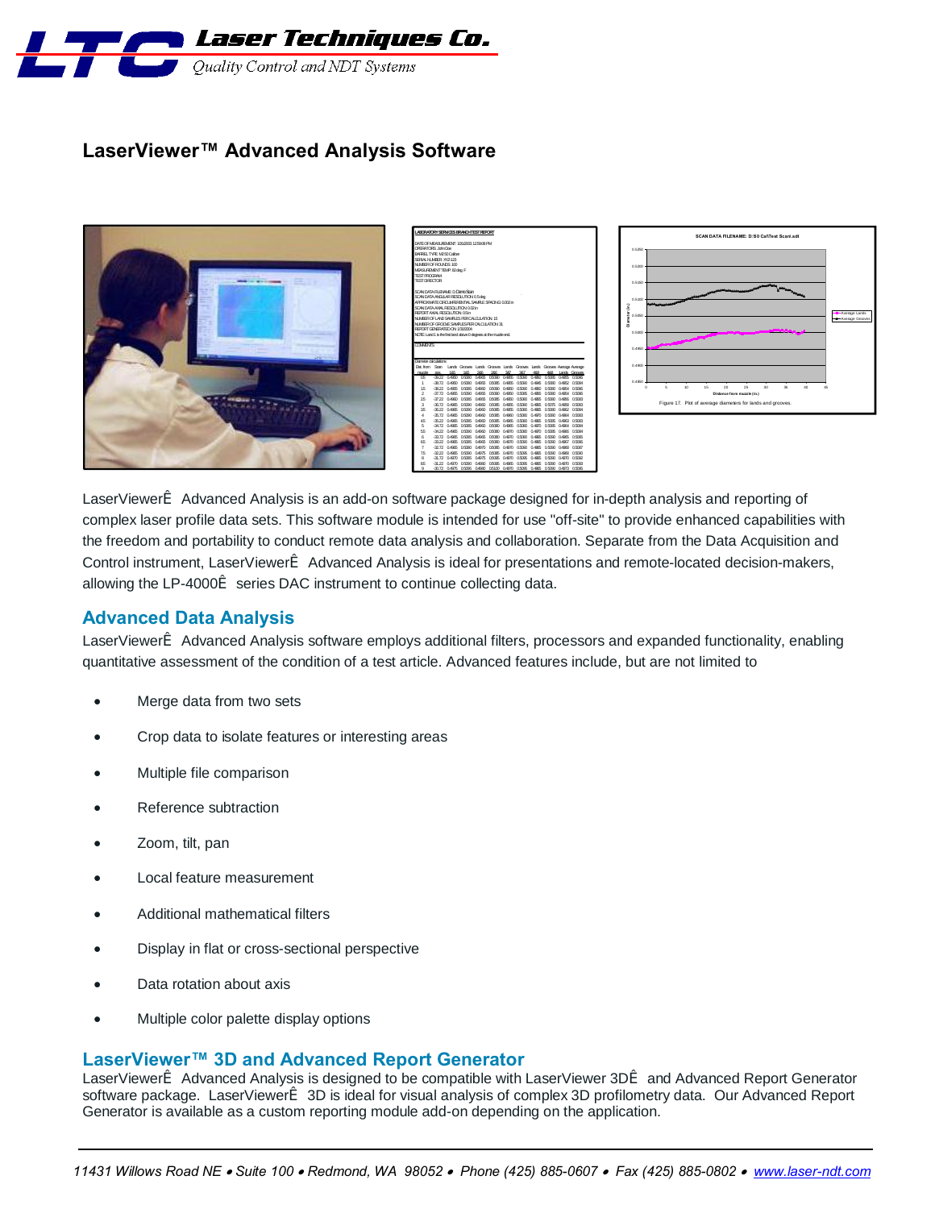# Laser Techniques Co.

*Quality Control and NDT Systems*

## LaserViewer™ Advanced Analysis Software

SCAN DATA FILENAME: D:\50 Cal\Test Scan\.sdt

Average Lands

Average Grooves

Diameter (in.)

Distance from muzzle (in.)

Figure 17. Plot of average diameters for lands and grooves.

LaserViewerÊ Advanced Analysis is an add-on software package designed for in-depth analysis and reporting of complex laser profile data sets. This software module is intended for use "off-site" to provide enhanced capabilities with the freedom and portability to conduct remote data analysis and collaboration. Separate from the Data Acquisition and Control instrument, LaserViewerÊ Advanced Analysis is ideal for presentations and remote-located decision-makers, allowing the LP-4000Ê series DAC instrument to continue collecting data.

### Advanced Data Analysis

LaserViewerÊ Advanced Analysis software employs additional filters, processors and expanded functionality, enabling quantitative assessment of the condition of a test article. Advanced features include, but are not limited to

- Merge data from two sets
- Crop data to isolate features or interesting areas
- Multiple file comparison
- Reference subtraction
- Zoom, tilt, pan
- Local feature measurement
- Additional mathematical filters
- Display in flat or cross-sectional perspective
- Data rotation about axis
- Multiple color palette display options

### LaserViewer™ 3D and Advanced Report Generator

LaserViewerÊ Advanced Analysis is designed to be compatible with LaserViewer 3DÊ and Advanced Report Generator software package. LaserViewerÊ 3D is ideal for visual analysis of complex 3D profilometry data. Our Advanced Report Generator is available as a custom reporting module add-on depending on the application.

*11431 Willows Road NE • Suite 100 • Redmond, WA 98052 • Phone (425) 885-0607 • Fax (425) 885-0802 • www.laser-ndt.com*